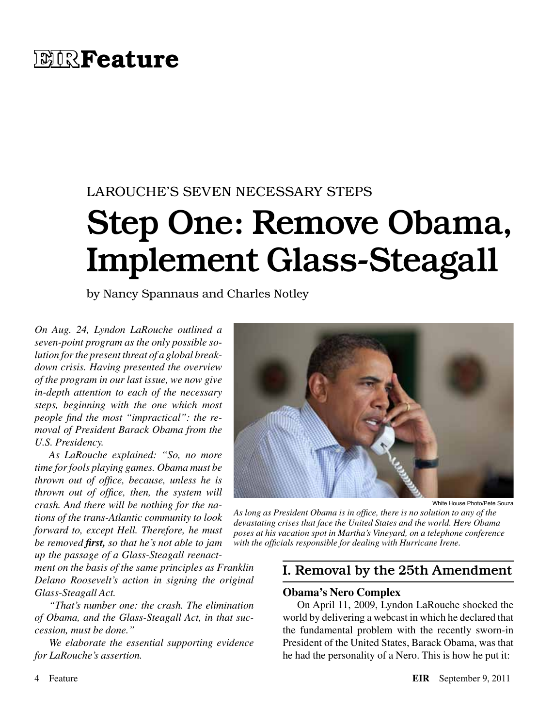# EIR Feature

LAROUCHE'S SEVEN NECESSARY STEPS

# Step One: Remove Obama, Implement Glass-Steagall

by Nancy Spannaus and Charles Notley

*On Aug. 24, Lyndon LaRouche outlined a seven-point program as the only possible solution for the present threat of a global breakdown crisis. Having presented the overview of the program in our last issue, we now give in-depth attention to each of the necessary steps, beginning with the one which most people find the most "impractical": the removal of President Barack Obama from the U.S. Presidency.*

*As LaRouche explained: "So, no more time for fools playing games. Obama must be thrown out of office, because, unless he is thrown out of office, then, the system will crash. And there will be nothing for the nations of the trans-Atlantic community to look forward to, except Hell. Therefore, he must be removed **first,** so that he's not able to jam up the passage of a Glass-Steagall reenactment on the basis of the same principles as Franklin Delano Roosevelt's action in signing the original Glass-Steagall Act.*

*"That's number one: the crash. The elimination of Obama, and the Glass-Steagall Act, in that succession, must be done."*

*We elaborate the essential supporting evidence for LaRouche's assertion.*

White House Photo/Pete Souza

*As long as President Obama is in office, there is no solution to any of the devastating crises that face the United States and the world. Here Obama poses at his vacation spot in Martha's Vineyard, on a telephone conference with the officials responsible for dealing with Hurricane Irene.*

## I. Removal by the 25th Amendment

### Obama's Nero Complex

On April 11, 2009, Lyndon LaRouche shocked the world by delivering a webcast in which he declared that the fundamental problem with the recently sworn-in President of the United States, Barack Obama, was that he had the personality of a Nero. This is how he put it: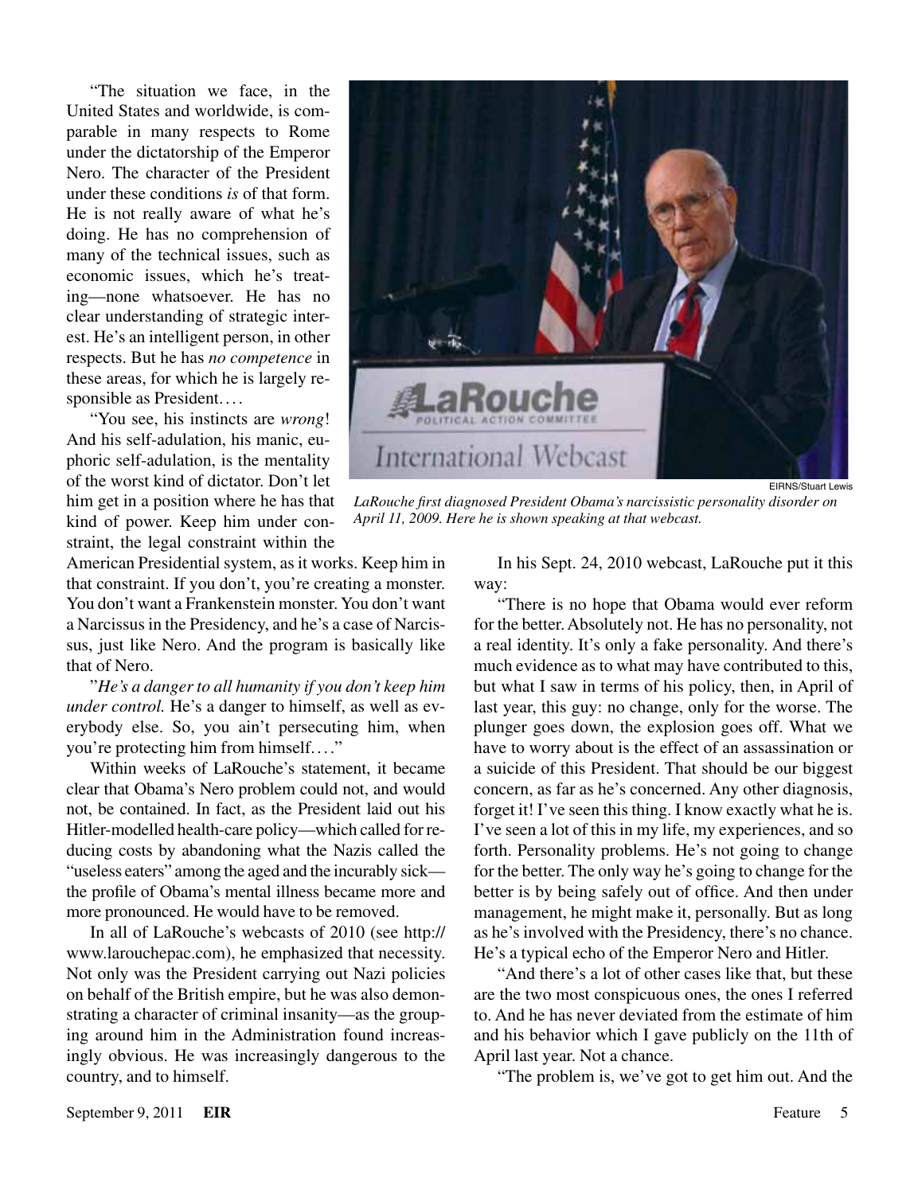"The situation we face, in the United States and worldwide, is comparable in many respects to Rome under the dictatorship of the Emperor Nero. The character of the President under these conditions *is* of that form. He is not really aware of what he's doing. He has no comprehension of many of the technical issues, such as economic issues, which he's treating—none whatsoever. He has no clear understanding of strategic interest. He's an intelligent person, in other respects. But he has *no competence* in these areas, for which he is largely responsible as President....

"You see, his instincts are *wrong*! And his self-adulation, his manic, euphoric self-adulation, is the mentality of the worst kind of dictator. Don't let him get in a position where he has that kind of power. Keep him under constraint, the legal constraint within the American Presidential system, as it works. Keep him in that constraint. If you don't, you're creating a monster. You don't want a Frankenstein monster. You don't want a Narcissus in the Presidency, and he's a case of Narcissus, just like Nero. And the program is basically like that of Nero.

"*He's a danger to all humanity if you don't keep him under control.* He's a danger to himself, as well as everybody else. So, you ain't persecuting him, when you're protecting him from himself...."

Within weeks of LaRouche's statement, it became clear that Obama's Nero problem could not, and would not, be contained. In fact, as the President laid out his Hitler-modelled health-care policy—which called for reducing costs by abandoning what the Nazis called the "useless eaters" among the aged and the incurably sick—the profile of Obama's mental illness became more and more pronounced. He would have to be removed.

In all of LaRouche's webcasts of 2010 (see http://www.larouchepac.com), he emphasized that necessity. Not only was the President carrying out Nazi policies on behalf of the British empire, but he was also demonstrating a character of criminal insanity—as the grouping around him in the Administration found increasingly obvious. He was increasingly dangerous to the country, and to himself.

EIRNS/Stuart Lewis

*LaRouche first diagnosed President Obama's narcissistic personality disorder on April 11, 2009. Here he is shown speaking at that webcast.*

In his Sept. 24, 2010 webcast, LaRouche put it this way:

"There is no hope that Obama would ever reform for the better. Absolutely not. He has no personality, not a real identity. It's only a fake personality. And there's much evidence as to what may have contributed to this, but what I saw in terms of his policy, then, in April of last year, this guy: no change, only for the worse. The plunger goes down, the explosion goes off. What we have to worry about is the effect of an assassination or a suicide of this President. That should be our biggest concern, as far as he's concerned. Any other diagnosis, forget it! I've seen this thing. I know exactly what he is. I've seen a lot of this in my life, my experiences, and so forth. Personality problems. He's not going to change for the better. The only way he's going to change for the better is by being safely out of office. And then under management, he might make it, personally. But as long as he's involved with the Presidency, there's no chance. He's a typical echo of the Emperor Nero and Hitler.

"And there's a lot of other cases like that, but these are the two most conspicuous ones, the ones I referred to. And he has never deviated from the estimate of him and his behavior which I gave publicly on the 11th of April last year. Not a chance.

"The problem is, we've got to get him out. And the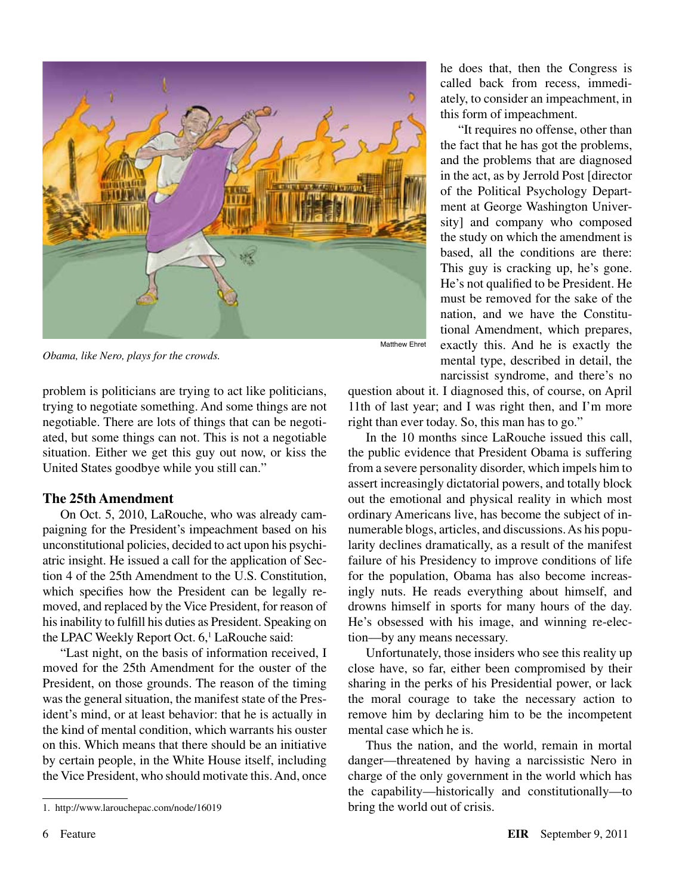*Obama, like Nero, plays for the crowds.*

Matthew Ehret

problem is politicians are trying to act like politicians, trying to negotiate something. And some things are not negotiable. There are lots of things that can be negotiated, but some things can not. This is not a negotiable situation. Either we get this guy out now, or kiss the United States goodbye while you still can."

### The 25th Amendment

On Oct. 5, 2010, LaRouche, who was already campaigning for the President's impeachment based on his unconstitutional policies, decided to act upon his psychiatric insight. He issued a call for the application of Section 4 of the 25th Amendment to the U.S. Constitution, which specifies how the President can be legally removed, and replaced by the Vice President, for reason of his inability to fulfill his duties as President. Speaking on the LPAC Weekly Report Oct. 6,[1] LaRouche said:

"Last night, on the basis of information received, I moved for the 25th Amendment for the ouster of the President, on those grounds. The reason of the timing was the general situation, the manifest state of the President's mind, or at least behavior: that he is actually in the kind of mental condition, which warrants his ouster on this. Which means that there should be an initiative by certain people, in the White House itself, including the Vice President, who should motivate this. And, once he does that, then the Congress is called back from recess, immediately, to consider an impeachment, in this form of impeachment.

"It requires no offense, other than the fact that he has got the problems, and the problems that are diagnosed in the act, as by Jerrold Post [director of the Political Psychology Department at George Washington University] and company who composed the study on which the amendment is based, all the conditions are there: This guy is cracking up, he's gone. He's not qualified to be President. He must be removed for the sake of the nation, and we have the Constitutional Amendment, which prepares, exactly this. And he is exactly the mental type, described in detail, the narcissist syndrome, and there's no question about it. I diagnosed this, of course, on April 11th of last year; and I was right then, and I'm more right than ever today. So, this man has to go."

In the 10 months since LaRouche issued this call, the public evidence that President Obama is suffering from a severe personality disorder, which impels him to assert increasingly dictatorial powers, and totally block out the emotional and physical reality in which most ordinary Americans live, has become the subject of innumerable blogs, articles, and discussions. As his popularity declines dramatically, as a result of the manifest failure of his Presidency to improve conditions of life for the population, Obama has also become increasingly nuts. He reads everything about himself, and drowns himself in sports for many hours of the day. He's obsessed with his image, and winning re-election—by any means necessary.

Unfortunately, those insiders who see this reality up close have, so far, either been compromised by their sharing in the perks of his Presidential power, or lack the moral courage to take the necessary action to remove him by declaring him to be the incompetent mental case which he is.

Thus the nation, and the world, remain in mortal danger—threatened by having a narcissistic Nero in charge of the only government in the world which has the capability—historically and constitutionally—to bring the world out of crisis.

---

1. http://www.larouchepac.com/node/16019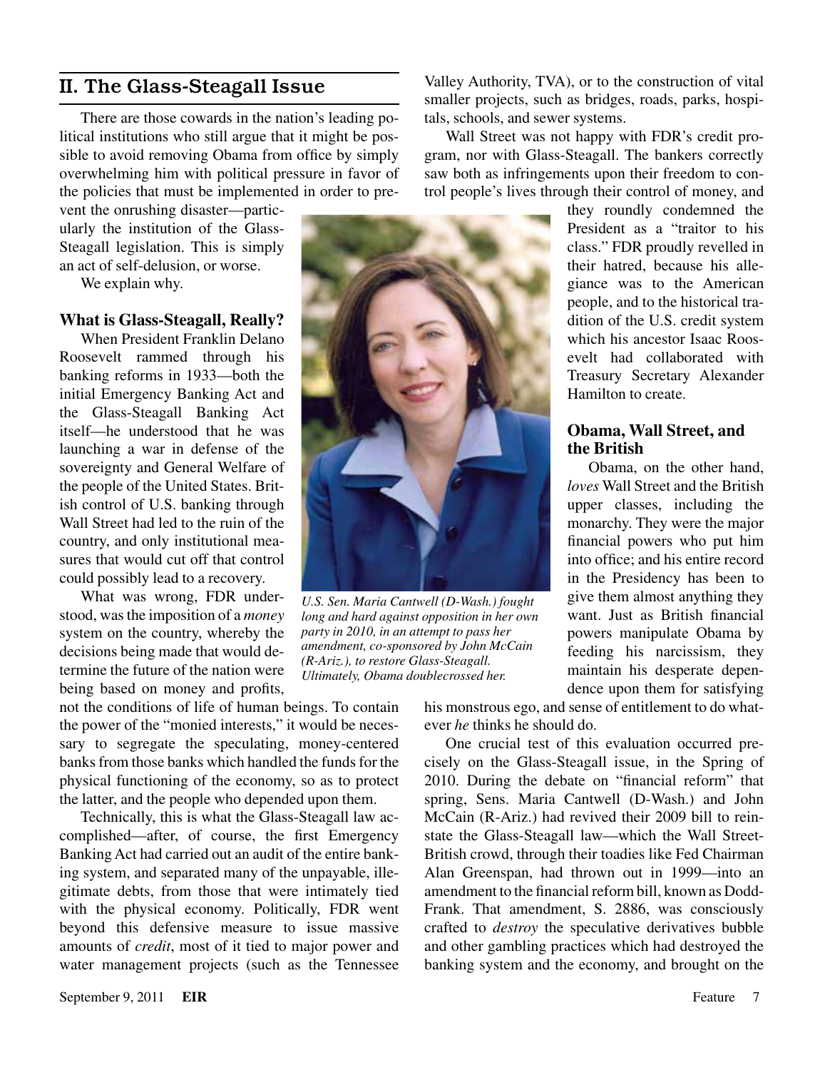## II. The Glass-Steagall Issue

There are those cowards in the nation's leading political institutions who still argue that it might be possible to avoid removing Obama from office by simply overwhelming him with political pressure in favor of the policies that must be implemented in order to prevent the onrushing disaster—particularly the institution of the Glass-Steagall legislation. This is simply an act of self-delusion, or worse.

We explain why.

### What is Glass-Steagall, Really?

When President Franklin Delano Roosevelt rammed through his banking reforms in 1933—both the initial Emergency Banking Act and the Glass-Steagall Banking Act itself—he understood that he was launching a war in defense of the sovereignty and General Welfare of the people of the United States. British control of U.S. banking through Wall Street had led to the ruin of the country, and only institutional measures that would cut off that control could possibly lead to a recovery.

What was wrong, FDR understood, was the imposition of a *money* system on the country, whereby the decisions being made that would determine the future of the nation were being based on money and profits, not the conditions of life of human beings. To contain the power of the "monied interests," it would be necessary to segregate the speculating, money-centered banks from those banks which handled the funds for the physical functioning of the economy, so as to protect the latter, and the people who depended upon them.

Technically, this is what the Glass-Steagall law accomplished—after, of course, the first Emergency Banking Act had carried out an audit of the entire banking system, and separated many of the unpayable, illegitimate debts, from those that were intimately tied with the physical economy. Politically, FDR went beyond this defensive measure to issue massive amounts of *credit*, most of it tied to major power and water management projects (such as the Tennessee Valley Authority, TVA), or to the construction of vital smaller projects, such as bridges, roads, parks, hospitals, schools, and sewer systems.

Wall Street was not happy with FDR's credit program, nor with Glass-Steagall. The bankers correctly saw both as infringements upon their freedom to control people's lives through their control of money, and they roundly condemned the President as a "traitor to his class." FDR proudly revelled in their hatred, because his allegiance was to the American people, and to the historical tradition of the U.S. credit system which his ancestor Isaac Roosevelt had collaborated with Treasury Secretary Alexander Hamilton to create.

*U.S. Sen. Maria Cantwell (D-Wash.) fought long and hard against opposition in her own party in 2010, in an attempt to pass her amendment, co-sponsored by John McCain (R-Ariz.), to restore Glass-Steagall. Ultimately, Obama doublecrossed her.*

### Obama, Wall Street, and the British

Obama, on the other hand, *loves* Wall Street and the British upper classes, including the monarchy. They were the major financial powers who put him into office; and his entire record in the Presidency has been to give them almost anything they want. Just as British financial powers manipulate Obama by feeding his narcissism, they maintain his desperate dependence upon them for satisfying his monstrous ego, and sense of entitlement to do whatever *he* thinks he should do.

One crucial test of this evaluation occurred precisely on the Glass-Steagall issue, in the Spring of 2010. During the debate on "financial reform" that spring, Sens. Maria Cantwell (D-Wash.) and John McCain (R-Ariz.) had revived their 2009 bill to reinstate the Glass-Steagall law—which the Wall Street-British crowd, through their toadies like Fed Chairman Alan Greenspan, had thrown out in 1999—into an amendment to the financial reform bill, known as Dodd-Frank. That amendment, S. 2886, was consciously crafted to *destroy* the speculative derivatives bubble and other gambling practices which had destroyed the banking system and the economy, and brought on the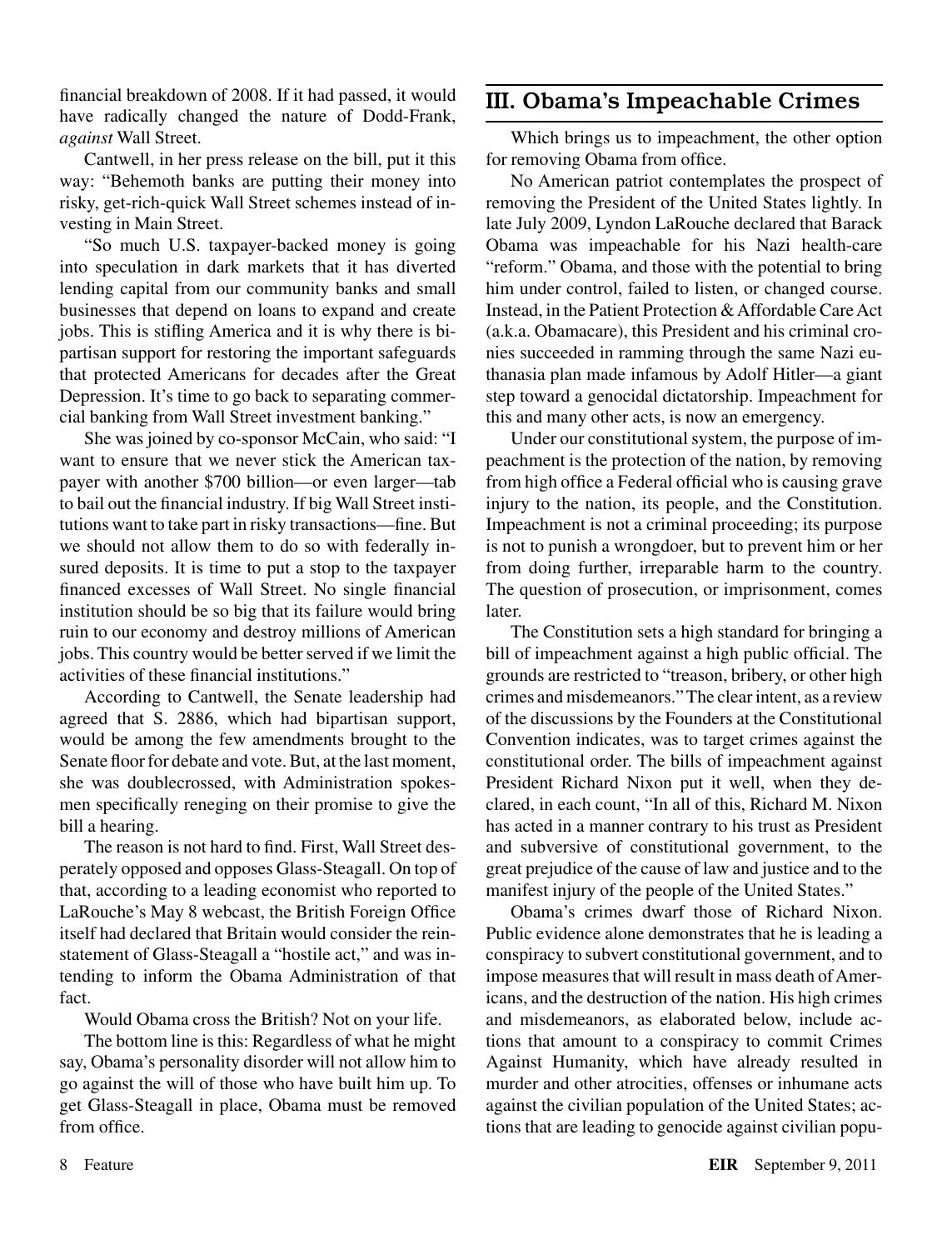financial breakdown of 2008. If it had passed, it would have radically changed the nature of Dodd-Frank, *against* Wall Street.

Cantwell, in her press release on the bill, put it this way: "Behemoth banks are putting their money into risky, get-rich-quick Wall Street schemes instead of investing in Main Street.

"So much U.S. taxpayer-backed money is going into speculation in dark markets that it has diverted lending capital from our community banks and small businesses that depend on loans to expand and create jobs. This is stifling America and it is why there is bipartisan support for restoring the important safeguards that protected Americans for decades after the Great Depression. It's time to go back to separating commercial banking from Wall Street investment banking."

She was joined by co-sponsor McCain, who said: "I want to ensure that we never stick the American taxpayer with another $700 billion—or even larger—tab to bail out the financial industry. If big Wall Street institutions want to take part in risky transactions—fine. But we should not allow them to do so with federally insured deposits. It is time to put a stop to the taxpayer financed excesses of Wall Street. No single financial institution should be so big that its failure would bring ruin to our economy and destroy millions of American jobs. This country would be better served if we limit the activities of these financial institutions."

According to Cantwell, the Senate leadership had agreed that S. 2886, which had bipartisan support, would be among the few amendments brought to the Senate floor for debate and vote. But, at the last moment, she was doublecrossed, with Administration spokesmen specifically reneging on their promise to give the bill a hearing.

The reason is not hard to find. First, Wall Street desperately opposed and opposes Glass-Steagall. On top of that, according to a leading economist who reported to LaRouche's May 8 webcast, the British Foreign Office itself had declared that Britain would consider the reinstatement of Glass-Steagall a "hostile act," and was intending to inform the Obama Administration of that fact.

Would Obama cross the British? Not on your life.

The bottom line is this: Regardless of what he might say, Obama's personality disorder will not allow him to go against the will of those who have built him up. To get Glass-Steagall in place, Obama must be removed from office.

## III. Obama's Impeachable Crimes

Which brings us to impeachment, the other option for removing Obama from office.

No American patriot contemplates the prospect of removing the President of the United States lightly. In late July 2009, Lyndon LaRouche declared that Barack Obama was impeachable for his Nazi health-care "reform." Obama, and those with the potential to bring him under control, failed to listen, or changed course. Instead, in the Patient Protection & Affordable Care Act (a.k.a. Obamacare), this President and his criminal cronies succeeded in ramming through the same Nazi euthanasia plan made infamous by Adolf Hitler—a giant step toward a genocidal dictatorship. Impeachment for this and many other acts, is now an emergency.

Under our constitutional system, the purpose of impeachment is the protection of the nation, by removing from high office a Federal official who is causing grave injury to the nation, its people, and the Constitution. Impeachment is not a criminal proceeding; its purpose is not to punish a wrongdoer, but to prevent him or her from doing further, irreparable harm to the country. The question of prosecution, or imprisonment, comes later.

The Constitution sets a high standard for bringing a bill of impeachment against a high public official. The grounds are restricted to "treason, bribery, or other high crimes and misdemeanors." The clear intent, as a review of the discussions by the Founders at the Constitutional Convention indicates, was to target crimes against the constitutional order. The bills of impeachment against President Richard Nixon put it well, when they declared, in each count, "In all of this, Richard M. Nixon has acted in a manner contrary to his trust as President and subversive of constitutional government, to the great prejudice of the cause of law and justice and to the manifest injury of the people of the United States."

Obama's crimes dwarf those of Richard Nixon. Public evidence alone demonstrates that he is leading a conspiracy to subvert constitutional government, and to impose measures that will result in mass death of Americans, and the destruction of the nation. His high crimes and misdemeanors, as elaborated below, include actions that amount to a conspiracy to commit Crimes Against Humanity, which have already resulted in murder and other atrocities, offenses or inhumane acts against the civilian population of the United States; actions that are leading to genocide against civilian popu-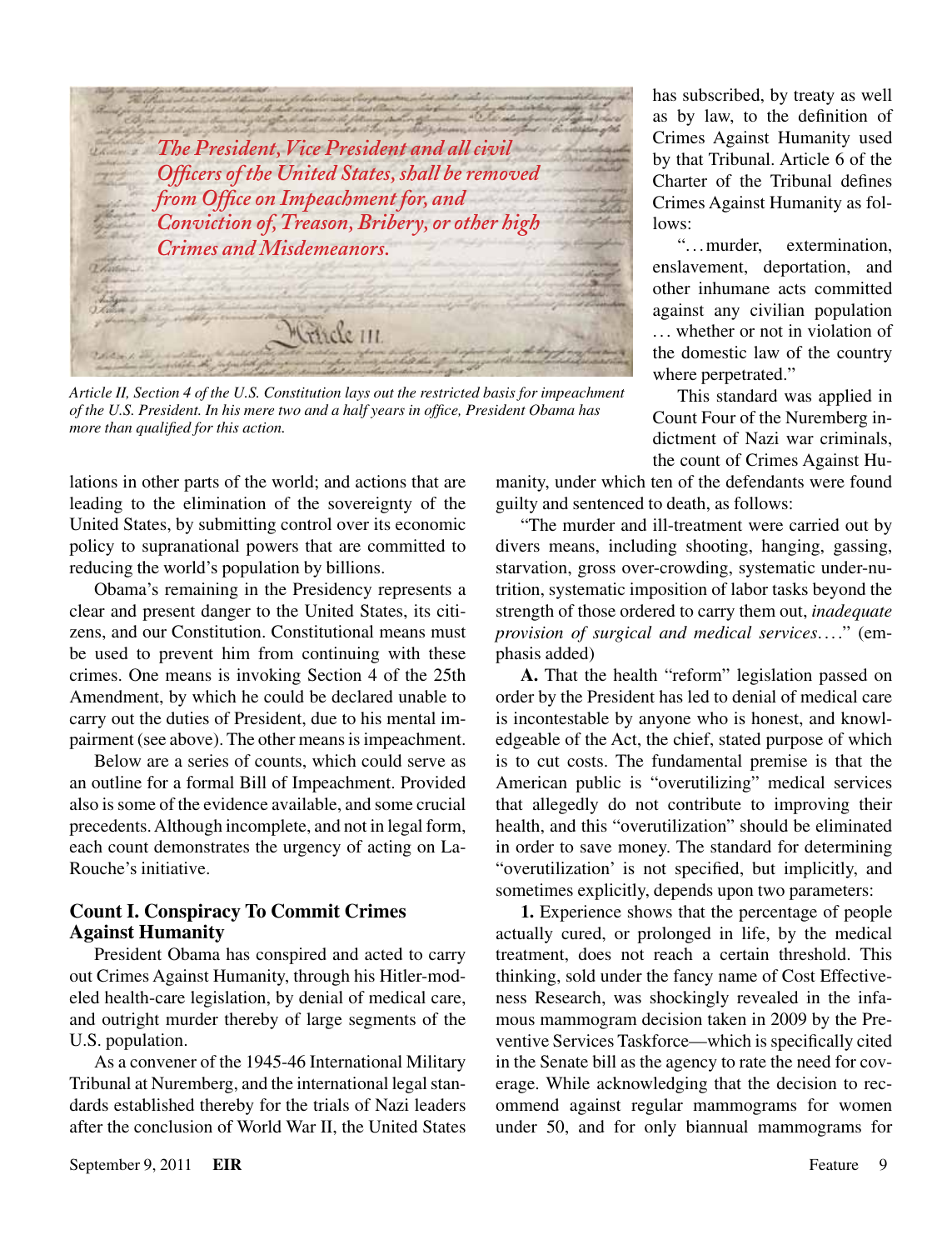The President, Vice President and all civil Officers of the United States, shall be removed from Office on Impeachment for, and Conviction of, Treason, Bribery, or other high Crimes and Misdemeanors.

*Article II, Section 4 of the U.S. Constitution lays out the restricted basis for impeachment of the U.S. President. In his mere two and a half years in office, President Obama has more than qualified for this action.*

lations in other parts of the world; and actions that are leading to the elimination of the sovereignty of the United States, by submitting control over its economic policy to supranational powers that are committed to reducing the world's population by billions.

Obama's remaining in the Presidency represents a clear and present danger to the United States, its citizens, and our Constitution. Constitutional means must be used to prevent him from continuing with these crimes. One means is invoking Section 4 of the 25th Amendment, by which he could be declared unable to carry out the duties of President, due to his mental impairment (see above). The other means is impeachment.

Below are a series of counts, which could serve as an outline for a formal Bill of Impeachment. Provided also is some of the evidence available, and some crucial precedents. Although incomplete, and not in legal form, each count demonstrates the urgency of acting on LaRouche's initiative.

### Count I. Conspiracy To Commit Crimes Against Humanity

President Obama has conspired and acted to carry out Crimes Against Humanity, through his Hitler-modeled health-care legislation, by denial of medical care, and outright murder thereby of large segments of the U.S. population.

As a convener of the 1945-46 International Military Tribunal at Nuremberg, and the international legal standards established thereby for the trials of Nazi leaders after the conclusion of World War II, the United States has subscribed, by treaty as well as by law, to the definition of Crimes Against Humanity used by that Tribunal. Article 6 of the Charter of the Tribunal defines Crimes Against Humanity as follows:

"...murder, extermination, enslavement, deportation, and other inhumane acts committed against any civilian population ... whether or not in violation of the domestic law of the country where perpetrated."

This standard was applied in Count Four of the Nuremberg indictment of Nazi war criminals, the count of Crimes Against Humanity, under which ten of the defendants were found guilty and sentenced to death, as follows:

"The murder and ill-treatment were carried out by divers means, including shooting, hanging, gassing, starvation, gross over-crowding, systematic under-nutrition, systematic imposition of labor tasks beyond the strength of those ordered to carry them out, *inadequate provision of surgical and medical services....*" (emphasis added)

**A.** That the health "reform" legislation passed on order by the President has led to denial of medical care is incontestable by anyone who is honest, and knowledgeable of the Act, the chief, stated purpose of which is to cut costs. The fundamental premise is that the American public is "overutilizing" medical services that allegedly do not contribute to improving their health, and this "overutilization" should be eliminated in order to save money. The standard for determining "overutilization' is not specified, but implicitly, and sometimes explicitly, depends upon two parameters:

**1.** Experience shows that the percentage of people actually cured, or prolonged in life, by the medical treatment, does not reach a certain threshold. This thinking, sold under the fancy name of Cost Effectiveness Research, was shockingly revealed in the infamous mammogram decision taken in 2009 by the Preventive Services Taskforce—which is specifically cited in the Senate bill as the agency to rate the need for coverage. While acknowledging that the decision to recommend against regular mammograms for women under 50, and for only biannual mammograms for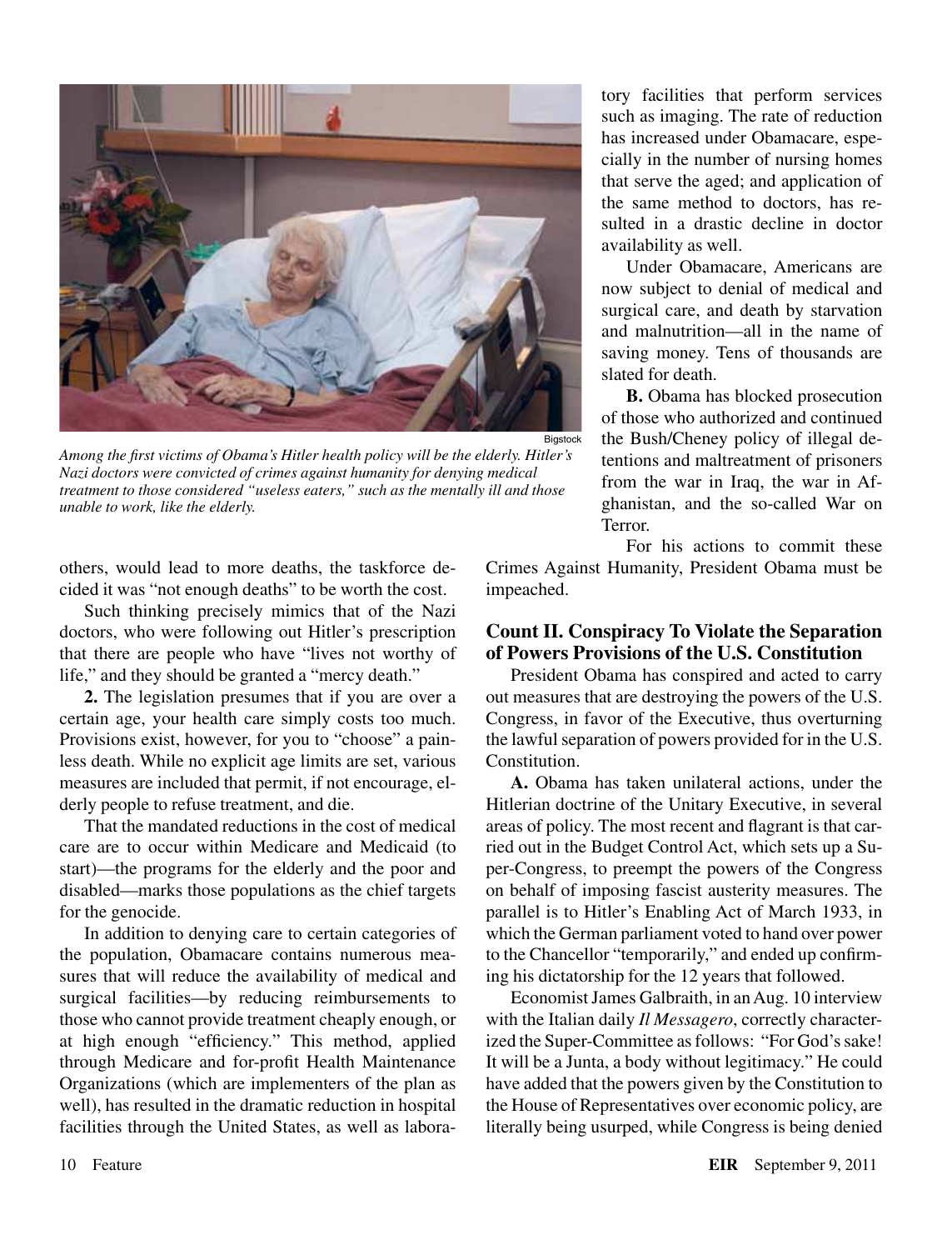Bigstock

*Among the first victims of Obama's Hitler health policy will be the elderly. Hitler's Nazi doctors were convicted of crimes against humanity for denying medical treatment to those considered "useless eaters," such as the mentally ill and those unable to work, like the elderly.*

others, would lead to more deaths, the taskforce decided it was "not enough deaths" to be worth the cost.

Such thinking precisely mimics that of the Nazi doctors, who were following out Hitler's prescription that there are people who have "lives not worthy of life," and they should be granted a "mercy death."

**2.** The legislation presumes that if you are over a certain age, your health care simply costs too much. Provisions exist, however, for you to "choose" a painless death. While no explicit age limits are set, various measures are included that permit, if not encourage, elderly people to refuse treatment, and die.

That the mandated reductions in the cost of medical care are to occur within Medicare and Medicaid (to start)—the programs for the elderly and the poor and disabled—marks those populations as the chief targets for the genocide.

In addition to denying care to certain categories of the population, Obamacare contains numerous measures that will reduce the availability of medical and surgical facilities—by reducing reimbursements to those who cannot provide treatment cheaply enough, or at high enough "efficiency." This method, applied through Medicare and for-profit Health Maintenance Organizations (which are implementers of the plan as well), has resulted in the dramatic reduction in hospital facilities through the United States, as well as laboratory facilities that perform services such as imaging. The rate of reduction has increased under Obamacare, especially in the number of nursing homes that serve the aged; and application of the same method to doctors, has resulted in a drastic decline in doctor availability as well.

Under Obamacare, Americans are now subject to denial of medical and surgical care, and death by starvation and malnutrition—all in the name of saving money. Tens of thousands are slated for death.

**B.** Obama has blocked prosecution of those who authorized and continued the Bush/Cheney policy of illegal detentions and maltreatment of prisoners from the war in Iraq, the war in Afghanistan, and the so-called War on Terror.

For his actions to commit these Crimes Against Humanity, President Obama must be impeached.

## Count II. Conspiracy To Violate the Separation of Powers Provisions of the U.S. Constitution

President Obama has conspired and acted to carry out measures that are destroying the powers of the U.S. Congress, in favor of the Executive, thus overturning the lawful separation of powers provided for in the U.S. Constitution.

**A.** Obama has taken unilateral actions, under the Hitlerian doctrine of the Unitary Executive, in several areas of policy. The most recent and flagrant is that carried out in the Budget Control Act, which sets up a Super-Congress, to preempt the powers of the Congress on behalf of imposing fascist austerity measures. The parallel is to Hitler's Enabling Act of March 1933, in which the German parliament voted to hand over power to the Chancellor "temporarily," and ended up confirming his dictatorship for the 12 years that followed.

Economist James Galbraith, in an Aug. 10 interview with the Italian daily *Il Messagero*, correctly characterized the Super-Committee as follows: "For God's sake! It will be a Junta, a body without legitimacy." He could have added that the powers given by the Constitution to the House of Representatives over economic policy, are literally being usurped, while Congress is being denied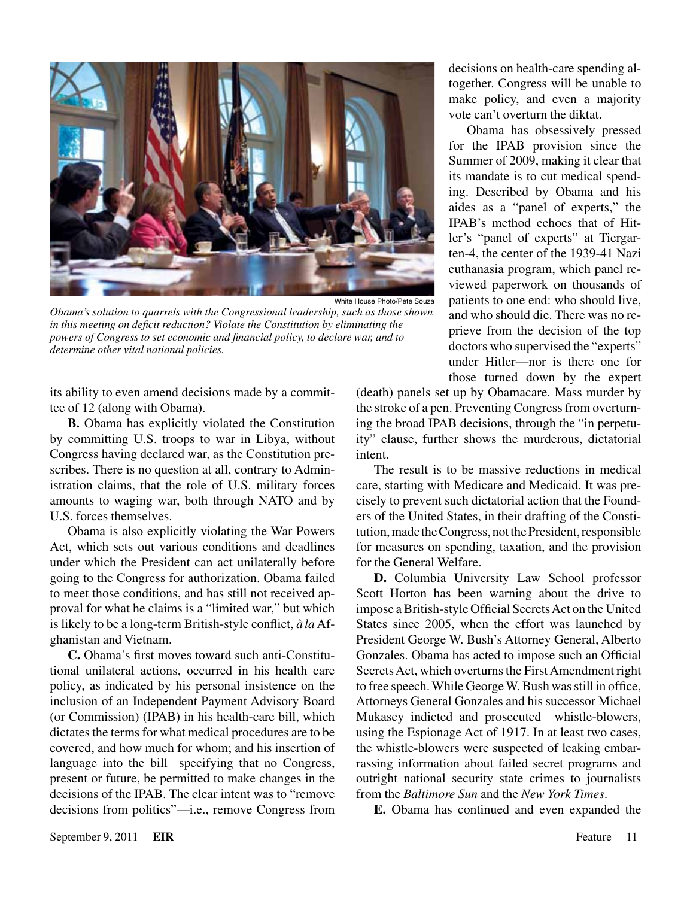White House Photo/Pete Souza

*Obama's solution to quarrels with the Congressional leadership, such as those shown in this meeting on deficit reduction? Violate the Constitution by eliminating the powers of Congress to set economic and financial policy, to declare war, and to determine other vital national policies.*

its ability to even amend decisions made by a committee of 12 (along with Obama).

**B.** Obama has explicitly violated the Constitution by committing U.S. troops to war in Libya, without Congress having declared war, as the Constitution prescribes. There is no question at all, contrary to Administration claims, that the role of U.S. military forces amounts to waging war, both through NATO and by U.S. forces themselves.

Obama is also explicitly violating the War Powers Act, which sets out various conditions and deadlines under which the President can act unilaterally before going to the Congress for authorization. Obama failed to meet those conditions, and has still not received approval for what he claims is a "limited war," but which is likely to be a long-term British-style conflict, *à la* Afghanistan and Vietnam.

**C.** Obama's first moves toward such anti-Constitutional unilateral actions, occurred in his health care policy, as indicated by his personal insistence on the inclusion of an Independent Payment Advisory Board (or Commission) (IPAB) in his health-care bill, which dictates the terms for what medical procedures are to be covered, and how much for whom; and his insertion of language into the bill specifying that no Congress, present or future, be permitted to make changes in the decisions of the IPAB. The clear intent was to "remove decisions from politics"—i.e., remove Congress from decisions on health-care spending altogether. Congress will be unable to make policy, and even a majority vote can't overturn the diktat.

Obama has obsessively pressed for the IPAB provision since the Summer of 2009, making it clear that its mandate is to cut medical spending. Described by Obama and his aides as a "panel of experts," the IPAB's method echoes that of Hitler's "panel of experts" at Tiergarten-4, the center of the 1939-41 Nazi euthanasia program, which panel reviewed paperwork on thousands of patients to one end: who should live, and who should die. There was no reprieve from the decision of the top doctors who supervised the "experts" under Hitler—nor is there one for those turned down by the expert (death) panels set up by Obamacare. Mass murder by the stroke of a pen. Preventing Congress from overturning the broad IPAB decisions, through the "in perpetuity" clause, further shows the murderous, dictatorial intent.

The result is to be massive reductions in medical care, starting with Medicare and Medicaid. It was precisely to prevent such dictatorial action that the Founders of the United States, in their drafting of the Constitution, made the Congress, not the President, responsible for measures on spending, taxation, and the provision for the General Welfare.

**D.** Columbia University Law School professor Scott Horton has been warning about the drive to impose a British-style Official Secrets Act on the United States since 2005, when the effort was launched by President George W. Bush's Attorney General, Alberto Gonzales. Obama has acted to impose such an Official Secrets Act, which overturns the First Amendment right to free speech. While George W. Bush was still in office, Attorneys General Gonzales and his successor Michael Mukasey indicted and prosecuted whistle-blowers, using the Espionage Act of 1917. In at least two cases, the whistle-blowers were suspected of leaking embarrassing information about failed secret programs and outright national security state crimes to journalists from the *Baltimore Sun* and the *New York Times*.

**E.** Obama has continued and even expanded the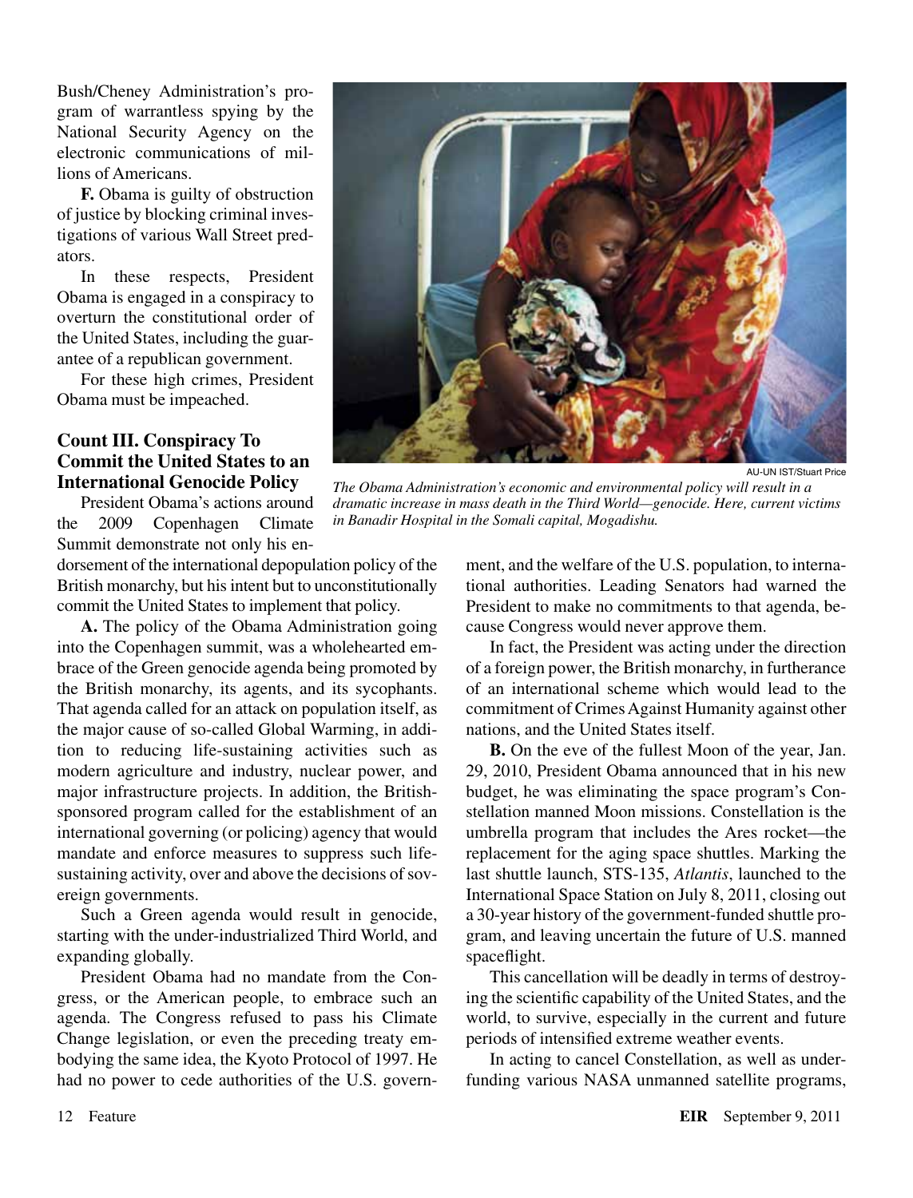Bush/Cheney Administration's program of warrantless spying by the National Security Agency on the electronic communications of millions of Americans.

**F.** Obama is guilty of obstruction of justice by blocking criminal investigations of various Wall Street predators.

In these respects, President Obama is engaged in a conspiracy to overturn the constitutional order of the United States, including the guarantee of a republican government.

For these high crimes, President Obama must be impeached.

AU-UN IST/Stuart Price

*The Obama Administration's economic and environmental policy will result in a dramatic increase in mass death in the Third World—genocide. Here, current victims in Banadir Hospital in the Somali capital, Mogadishu.*

### Count III. Conspiracy To Commit the United States to an International Genocide Policy

President Obama's actions around the 2009 Copenhagen Climate Summit demonstrate not only his endorsement of the international depopulation policy of the British monarchy, but his intent but to unconstitutionally commit the United States to implement that policy.

**A.** The policy of the Obama Administration going into the Copenhagen summit, was a wholehearted embrace of the Green genocide agenda being promoted by the British monarchy, its agents, and its sycophants. That agenda called for an attack on population itself, as the major cause of so-called Global Warming, in addition to reducing life-sustaining activities such as modern agriculture and industry, nuclear power, and major infrastructure projects. In addition, the British-sponsored program called for the establishment of an international governing (or policing) agency that would mandate and enforce measures to suppress such life-sustaining activity, over and above the decisions of sovereign governments.

Such a Green agenda would result in genocide, starting with the under-industrialized Third World, and expanding globally.

President Obama had no mandate from the Congress, or the American people, to embrace such an agenda. The Congress refused to pass his Climate Change legislation, or even the preceding treaty embodying the same idea, the Kyoto Protocol of 1997. He had no power to cede authorities of the U.S. government, and the welfare of the U.S. population, to international authorities. Leading Senators had warned the President to make no commitments to that agenda, because Congress would never approve them.

In fact, the President was acting under the direction of a foreign power, the British monarchy, in furtherance of an international scheme which would lead to the commitment of Crimes Against Humanity against other nations, and the United States itself.

**B.** On the eve of the fullest Moon of the year, Jan. 29, 2010, President Obama announced that in his new budget, he was eliminating the space program's Constellation manned Moon missions. Constellation is the umbrella program that includes the Ares rocket—the replacement for the aging space shuttles. Marking the last shuttle launch, STS-135, *Atlantis*, launched to the International Space Station on July 8, 2011, closing out a 30-year history of the government-funded shuttle program, and leaving uncertain the future of U.S. manned spaceflight.

This cancellation will be deadly in terms of destroying the scientific capability of the United States, and the world, to survive, especially in the current and future periods of intensified extreme weather events.

In acting to cancel Constellation, as well as underfunding various NASA unmanned satellite programs,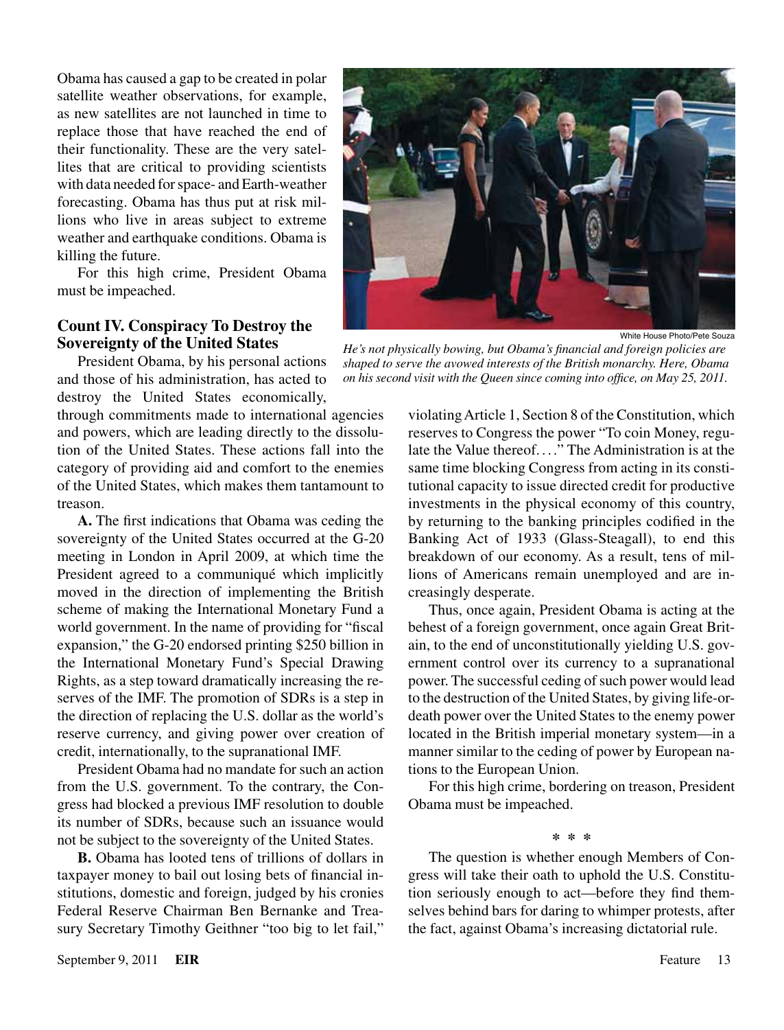Obama has caused a gap to be created in polar satellite weather observations, for example, as new satellites are not launched in time to replace those that have reached the end of their functionality. These are the very satellites that are critical to providing scientists with data needed for space- and Earth-weather forecasting. Obama has thus put at risk millions who live in areas subject to extreme weather and earthquake conditions. Obama is killing the future.

For this high crime, President Obama must be impeached.

## Count IV. Conspiracy To Destroy the Sovereignty of the United States

President Obama, by his personal actions and those of his administration, has acted to destroy the United States economically, through commitments made to international agencies and powers, which are leading directly to the dissolution of the United States. These actions fall into the category of providing aid and comfort to the enemies of the United States, which makes them tantamount to treason.

**A.** The first indications that Obama was ceding the sovereignty of the United States occurred at the G-20 meeting in London in April 2009, at which time the President agreed to a communiqué which implicitly moved in the direction of implementing the British scheme of making the International Monetary Fund a world government. In the name of providing for "fiscal expansion," the G-20 endorsed printing $250 billion in the International Monetary Fund's Special Drawing Rights, as a step toward dramatically increasing the reserves of the IMF. The promotion of SDRs is a step in the direction of replacing the U.S. dollar as the world's reserve currency, and giving power over creation of credit, internationally, to the supranational IMF.

President Obama had no mandate for such an action from the U.S. government. To the contrary, the Congress had blocked a previous IMF resolution to double its number of SDRs, because such an issuance would not be subject to the sovereignty of the United States.

**B.** Obama has looted tens of trillions of dollars in taxpayer money to bail out losing bets of financial institutions, domestic and foreign, judged by his cronies Federal Reserve Chairman Ben Bernanke and Treasury Secretary Timothy Geithner "too big to let fail," violating Article 1, Section 8 of the Constitution, which reserves to Congress the power "To coin Money, regulate the Value thereof. . . ." The Administration is at the same time blocking Congress from acting in its constitutional capacity to issue directed credit for productive investments in the physical economy of this country, by returning to the banking principles codified in the Banking Act of 1933 (Glass-Steagall), to end this breakdown of our economy. As a result, tens of millions of Americans remain unemployed and are increasingly desperate.

Thus, once again, President Obama is acting at the behest of a foreign government, once again Great Britain, to the end of unconstitutionally yielding U.S. government control over its currency to a supranational power. The successful ceding of such power would lead to the destruction of the United States, by giving life-or-death power over the United States to the enemy power located in the British imperial monetary system—in a manner similar to the ceding of power by European nations to the European Union.

For this high crime, bordering on treason, President Obama must be impeached.

\* \* \*

The question is whether enough Members of Congress will take their oath to uphold the U.S. Constitution seriously enough to act—before they find themselves behind bars for daring to whimper protests, after the fact, against Obama's increasing dictatorial rule.

White House Photo/Pete Souza

*He's not physically bowing, but Obama's financial and foreign policies are shaped to serve the avowed interests of the British monarchy. Here, Obama on his second visit with the Queen since coming into office, on May 25, 2011.*